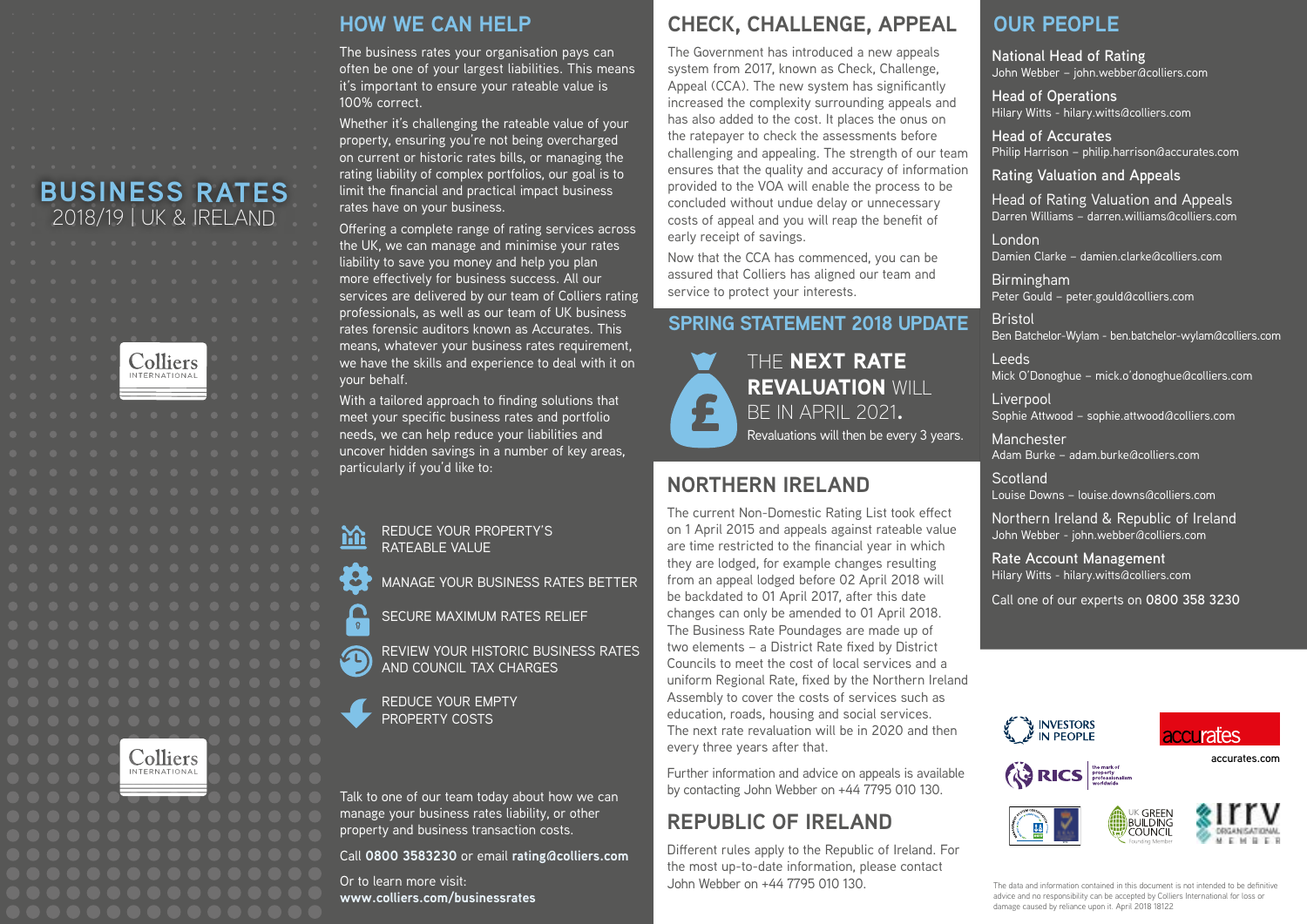# BUSINESS RATES

2018/19 | UK & IRELAND

Colliers INTERNATIONAL

## HOW WE CAN HELP

The business rates your organisation pays can often be one of your largest liabilities. This means it's important to ensure your rateable value is 100% correct.

Whether it's challenging the rateable value of your property, ensuring you're not being overcharged on current or historic rates bills, or managing the rating liability of complex portfolios, our goal is to limit the financial and practical impact business rates have on your business.

Offering a complete range of rating services across the UK, we can manage and minimise your rates liability to save you money and help you plan more effectively for business success. All our services are delivered by our team of Colliers rating professionals, as well as our team of UK business rates forensic auditors known as Accurates. This means, whatever your business rates requirement, we have the skills and experience to deal with it on your behalf.

With a tailored approach to finding solutions that meet your specific business rates and portfolio needs, we can help reduce your liabilities and uncover hidden savings in a number of key areas, particularly if you'd like to:

- REDUCE YOUR PROPERTY'S RATEABLE VALUE
- MANAGE YOUR BUSINESS RATES BETTER
- SECURE MAXIMUM RATES RELIEF
- REVIEW YOUR HISTORIC BUSINESS RATES AND COUNCIL TAX CHARGES
- REDUCE YOUR EMPTY PROPERTY COSTS

Talk to one of our team today about how we can manage your business rates liability, or other property and business transaction costs.

Call **0800 3583230** or email **rating@colliers.com**

Or to learn more visit:
**www.colliers.com/businessrates**

## CHECK, CHALLENGE, APPEAL

The Government has introduced a new appeals system from 2017, known as Check, Challenge, Appeal (CCA). The new system has significantly increased the complexity surrounding appeals and has also added to the cost. It places the onus on the ratepayer to check the assessments before challenging and appealing. The strength of our team ensures that the quality and accuracy of information provided to the VOA will enable the process to be concluded without undue delay or unnecessary costs of appeal and you will reap the benefit of early receipt of savings.

Now that the CCA has commenced, you can be assured that Colliers has aligned our team and service to protect your interests.

## SPRING STATEMENT 2018 UPDATE

THE **NEXT RATE REVALUATION** WILL BE IN APRIL 2021.

Revaluations will then be every 3 years.

## NORTHERN IRELAND

The current Non-Domestic Rating List took effect on 1 April 2015 and appeals against rateable value are time restricted to the financial year in which they are lodged, for example changes resulting from an appeal lodged before 02 April 2018 will be backdated to 01 April 2017, after this date changes can only be amended to 01 April 2018. The Business Rate Poundages are made up of two elements – a District Rate fixed by District Councils to meet the cost of local services and a uniform Regional Rate, fixed by the Northern Ireland Assembly to cover the costs of services such as education, roads, housing and social services. The next rate revaluation will be in 2020 and then every three years after that.

Further information and advice on appeals is available by contacting John Webber on +44 7795 010 130.

## REPUBLIC OF IRELAND

Different rules apply to the Republic of Ireland. For the most up-to-date information, please contact John Webber on +44 7795 010 130.

## OUR PEOPLE

**National Head of Rating**
John Webber – john.webber@colliers.com

**Head of Operations**
Hilary Witts - hilary.witts@colliers.com

**Head of Accurates**
Philip Harrison – philip.harrison@accurates.com

**Rating Valuation and Appeals**

Head of Rating Valuation and Appeals
Darren Williams – darren.williams@colliers.com

London
Damien Clarke – damien.clarke@colliers.com

Birmingham
Peter Gould – peter.gould@colliers.com

Bristol
Ben Batchelor-Wylam - ben.batchelor-wylam@colliers.com

Leeds
Mick O'Donoghue – mick.o'donoghue@colliers.com

Liverpool
Sophie Attwood – sophie.attwood@colliers.com

Manchester
Adam Burke – adam.burke@colliers.com

Scotland
Louise Downs – louise.downs@colliers.com

Northern Ireland & Republic of Ireland
John Webber - john.webber@colliers.com

**Rate Account Management**
Hilary Witts - hilary.witts@colliers.com

Call one of our experts on **0800 358 3230**

accurates.com

The data and information contained in this document is not intended to be definitive advice and no responsibility can be accepted by Colliers International for loss or damage caused by reliance upon it. April 2018 18122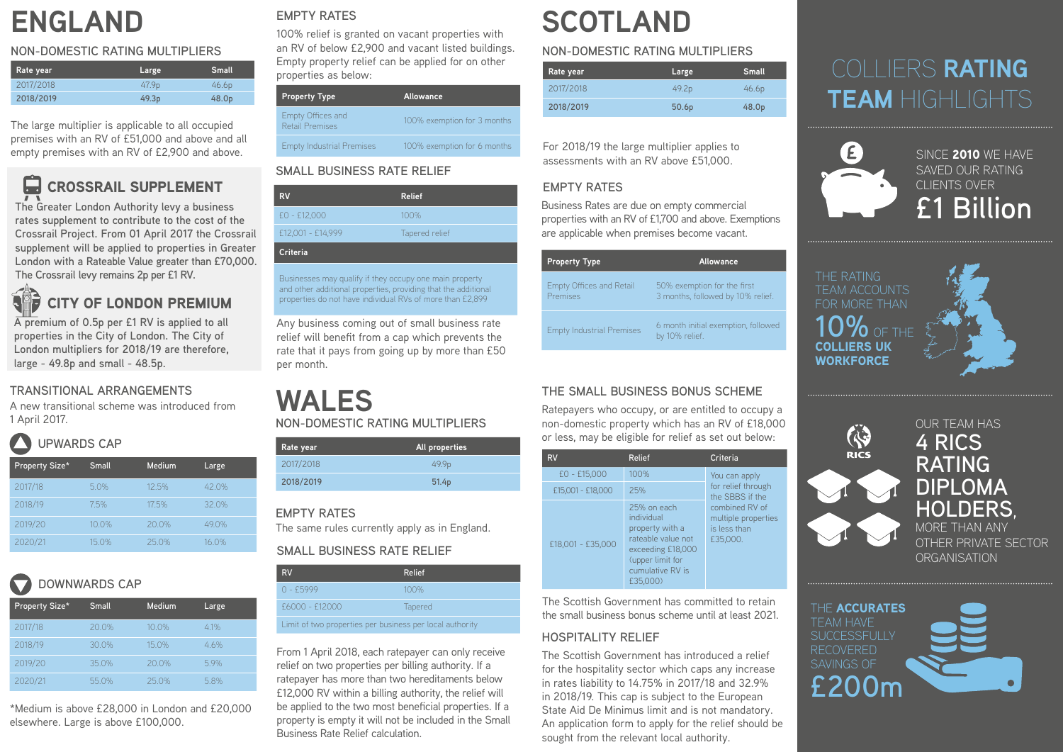# ENGLAND

## NON-DOMESTIC RATING MULTIPLIERS

| Rate year | Large | Small |
|---|---|---|
| 2017/2018 | 47.9p | 46.6p |
| 2018/2019 | 49.3p | 48.0p |

The large multiplier is applicable to all occupied premises with an RV of £51,000 and above and all empty premises with an RV of £2,900 and above.

### CROSSRAIL SUPPLEMENT

The Greater London Authority levy a business rates supplement to contribute to the cost of the Crossrail Project. From 01 April 2017 the Crossrail supplement will be applied to properties in Greater London with a Rateable Value greater than £70,000. The Crossrail levy remains 2p per £1 RV.

### CITY OF LONDON PREMIUM

A premium of 0.5p per £1 RV is applied to all properties in the City of London. The City of London multipliers for 2018/19 are therefore, large - 49.8p and small - 48.5p.

## TRANSITIONAL ARRANGEMENTS

A new transitional scheme was introduced from 1 April 2017.

### UPWARDS CAP

| Property Size* | Small | Medium | Large |
|---|---|---|---|
| 2017/18 | 5.0% | 12.5% | 42.0% |
| 2018/19 | 7.5% | 17.5% | 32.0% |
| 2019/20 | 10.0% | 20.0% | 49.0% |
| 2020/21 | 15.0% | 25.0% | 16.0% |

### DOWNWARDS CAP

| Property Size* | Small | Medium | Large |
|---|---|---|---|
| 2017/18 | 20.0% | 10.0% | 4.1% |
| 2018/19 | 30.0% | 15.0% | 4.6% |
| 2019/20 | 35.0% | 20.0% | 5.9% |
| 2020/21 | 55.0% | 25.0% | 5.8% |

*Medium is above £28,000 in London and £20,000 elsewhere. Large is above £100,000.

## EMPTY RATES

100% relief is granted on vacant properties with an RV of below £2,900 and vacant listed buildings. Empty property relief can be applied for on other properties as below:

| Property Type | Allowance |
|---|---|
| Empty Offices and Retail Premises | 100% exemption for 3 months |
| Empty Industrial Premises | 100% exemption for 6 months |

## SMALL BUSINESS RATE RELIEF

| RV | Relief |
|---|---|
| £0 - £12,000 | 100% |
| £12,001 - £14,999 | Tapered relief |

**Criteria**

Businesses may qualify if they occupy one main property and other additional properties, providing that the additional properties do not have individual RVs of more than £2,899

Any business coming out of small business rate relief will benefit from a cap which prevents the rate that it pays from going up by more than £50 per month.

# WALES

## NON-DOMESTIC RATING MULTIPLIERS

| Rate year | All properties |
|---|---|
| 2017/2018 | 49.9p |
| 2018/2019 | 51.4p |

## EMPTY RATES

The same rules currently apply as in England.

## SMALL BUSINESS RATE RELIEF

| RV | Relief |
|---|---|
| 0 - £5999 | 100% |
| £6000 - £12000 | Tapered |
| Limit of two properties per business per local authority | |

From 1 April 2018, each ratepayer can only receive relief on two properties per billing authority. If a ratepayer has more than two hereditaments below £12,000 RV within a billing authority, the relief will be applied to the two most beneficial properties. If a property is empty it will not be included in the Small Business Rate Relief calculation.

# SCOTLAND

## NON-DOMESTIC RATING MULTIPLIERS

| Rate year | Large | Small |
|---|---|---|
| 2017/2018 | 49.2p | 46.6p |
| 2018/2019 | 50.6p | 48.0p |

For 2018/19 the large multiplier applies to assessments with an RV above £51,000.

## EMPTY RATES

Business Rates are due on empty commercial properties with an RV of £1,700 and above. Exemptions are applicable when premises become vacant.

| Property Type | Allowance |
|---|---|
| Empty Offices and Retail Premises | 50% exemption for the first 3 months, followed by 10% relief. |
| Empty Industrial Premises | 6 month initial exemption, followed by 10% relief. |

## THE SMALL BUSINESS BONUS SCHEME

Ratepayers who occupy, or are entitled to occupy a non-domestic property which has an RV of £18,000 or less, may be eligible for relief as set out below:

| RV | Relief | Criteria |
|---|---|---|
| £0 - £15,000 | 100% | You can apply for relief through the SBBS if the combined RV of multiple properties is less than £35,000. |
| £15,001 - £18,000 | 25% | |
| £18,001 - £35,000 | 25% on each individual property with a rateable value not exceeding £18,000 (upper limit for cumulative RV is £35,000) | |

The Scottish Government has committed to retain the small business bonus scheme until at least 2021.

## HOSPITALITY RELIEF

The Scottish Government has introduced a relief for the hospitality sector which caps any increase in rates liability to 14.75% in 2017/18 and 32.9% in 2018/19. This cap is subject to the European State Aid De Minimus limit and is not mandatory. An application form to apply for the relief should be sought from the relevant local authority.

# COLLIERS **RATING TEAM** HIGHLIGHTS

SINCE **2010** WE HAVE SAVED OUR RATING CLIENTS OVER

**£1 Billion**

THE RATING TEAM ACCOUNTS FOR MORE THAN **10%** OF THE **COLLIERS UK WORKFORCE**

RICS

OUR TEAM HAS **4 RICS RATING DIPLOMA HOLDERS,** MORE THAN ANY OTHER PRIVATE SECTOR ORGANISATION

THE **ACCURATES** TEAM HAVE SUCCESSFULLY RECOVERED SAVINGS OF

**£200m**